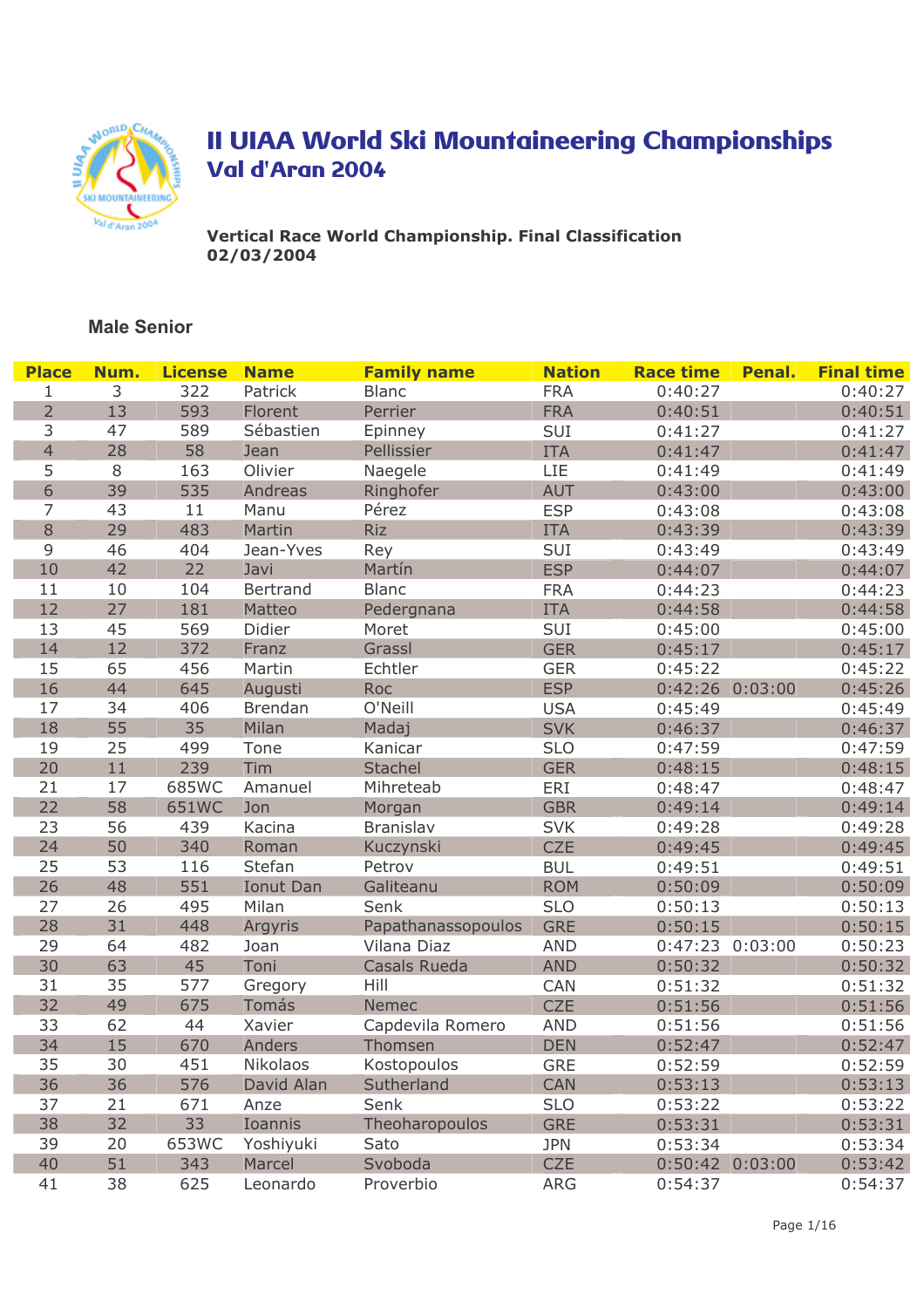# II UIAA World Ski Mountaineering Championships
## Val d'Aran 2004

**Vertical Race World Championship. Final Classification**
**02/03/2004**

### Male Senior

| Place | Num. | License | Name | Family name | Nation | Race time | Penal. | Final time |
|---|---|---|---|---|---|---|---|---|
| 1 | 3 | 322 | Patrick | Blanc | FRA | 0:40:27 | | 0:40:27 |
| 2 | 13 | 593 | Florent | Perrier | FRA | 0:40:51 | | 0:40:51 |
| 3 | 47 | 589 | Sébastien | Epinney | SUI | 0:41:27 | | 0:41:27 |
| 4 | 28 | 58 | Jean | Pellissier | ITA | 0:41:47 | | 0:41:47 |
| 5 | 8 | 163 | Olivier | Naegele | LIE | 0:41:49 | | 0:41:49 |
| 6 | 39 | 535 | Andreas | Ringhofer | AUT | 0:43:00 | | 0:43:00 |
| 7 | 43 | 11 | Manu | Pérez | ESP | 0:43:08 | | 0:43:08 |
| 8 | 29 | 483 | Martin | Riz | ITA | 0:43:39 | | 0:43:39 |
| 9 | 46 | 404 | Jean-Yves | Rey | SUI | 0:43:49 | | 0:43:49 |
| 10 | 42 | 22 | Javi | Martín | ESP | 0:44:07 | | 0:44:07 |
| 11 | 10 | 104 | Bertrand | Blanc | FRA | 0:44:23 | | 0:44:23 |
| 12 | 27 | 181 | Matteo | Pedergnana | ITA | 0:44:58 | | 0:44:58 |
| 13 | 45 | 569 | Didier | Moret | SUI | 0:45:00 | | 0:45:00 |
| 14 | 12 | 372 | Franz | Grassl | GER | 0:45:17 | | 0:45:17 |
| 15 | 65 | 456 | Martin | Echtler | GER | 0:45:22 | | 0:45:22 |
| 16 | 44 | 645 | Augusti | Roc | ESP | 0:42:26 | 0:03:00 | 0:45:26 |
| 17 | 34 | 406 | Brendan | O'Neill | USA | 0:45:49 | | 0:45:49 |
| 18 | 55 | 35 | Milan | Madaj | SVK | 0:46:37 | | 0:46:37 |
| 19 | 25 | 499 | Tone | Kanicar | SLO | 0:47:59 | | 0:47:59 |
| 20 | 11 | 239 | Tim | Stachel | GER | 0:48:15 | | 0:48:15 |
| 21 | 17 | 685WC | Amanuel | Mihreteab | ERI | 0:48:47 | | 0:48:47 |
| 22 | 58 | 651WC | Jon | Morgan | GBR | 0:49:14 | | 0:49:14 |
| 23 | 56 | 439 | Kacina | Branislav | SVK | 0:49:28 | | 0:49:28 |
| 24 | 50 | 340 | Roman | Kuczynski | CZE | 0:49:45 | | 0:49:45 |
| 25 | 53 | 116 | Stefan | Petrov | BUL | 0:49:51 | | 0:49:51 |
| 26 | 48 | 551 | Ionut Dan | Galiteanu | ROM | 0:50:09 | | 0:50:09 |
| 27 | 26 | 495 | Milan | Senk | SLO | 0:50:13 | | 0:50:13 |
| 28 | 31 | 448 | Argyris | Papathanassopoulos | GRE | 0:50:15 | | 0:50:15 |
| 29 | 64 | 482 | Joan | Vilana Diaz | AND | 0:47:23 | 0:03:00 | 0:50:23 |
| 30 | 63 | 45 | Toni | Casals Rueda | AND | 0:50:32 | | 0:50:32 |
| 31 | 35 | 577 | Gregory | Hill | CAN | 0:51:32 | | 0:51:32 |
| 32 | 49 | 675 | Tomás | Nemec | CZE | 0:51:56 | | 0:51:56 |
| 33 | 62 | 44 | Xavier | Capdevila Romero | AND | 0:51:56 | | 0:51:56 |
| 34 | 15 | 670 | Anders | Thomsen | DEN | 0:52:47 | | 0:52:47 |
| 35 | 30 | 451 | Nikolaos | Kostopoulos | GRE | 0:52:59 | | 0:52:59 |
| 36 | 36 | 576 | David Alan | Sutherland | CAN | 0:53:13 | | 0:53:13 |
| 37 | 21 | 671 | Anze | Senk | SLO | 0:53:22 | | 0:53:22 |
| 38 | 32 | 33 | Ioannis | Theoharopoulos | GRE | 0:53:31 | | 0:53:31 |
| 39 | 20 | 653WC | Yoshiyuki | Sato | JPN | 0:53:34 | | 0:53:34 |
| 40 | 51 | 343 | Marcel | Svoboda | CZE | 0:50:42 | 0:03:00 | 0:53:42 |
| 41 | 38 | 625 | Leonardo | Proverbio | ARG | 0:54:37 | | 0:54:37 |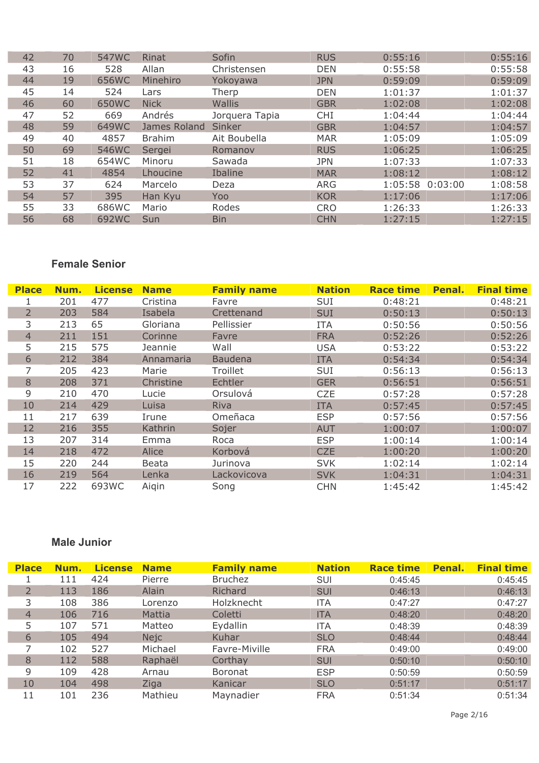| Place | Num. | License | Name | Family name | Nation | Race time | Penal. | Final time |
|---|---|---|---|---|---|---|---|---|
| 42 | 70 | 547WC | Rinat | Sofin | RUS | 0:55:16 | | 0:55:16 |
| 43 | 16 | 528 | Allan | Christensen | DEN | 0:55:58 | | 0:55:58 |
| 44 | 19 | 656WC | Minehiro | Yokoyawa | JPN | 0:59:09 | | 0:59:09 |
| 45 | 14 | 524 | Lars | Therp | DEN | 1:01:37 | | 1:01:37 |
| 46 | 60 | 650WC | Nick | Wallis | GBR | 1:02:08 | | 1:02:08 |
| 47 | 52 | 669 | Andrés | Jorquera Tapia | CHI | 1:04:44 | | 1:04:44 |
| 48 | 59 | 649WC | James Roland | Sinker | GBR | 1:04:57 | | 1:04:57 |
| 49 | 40 | 4857 | Brahim | Ait Boubella | MAR | 1:05:09 | | 1:05:09 |
| 50 | 69 | 546WC | Sergei | Romanov | RUS | 1:06:25 | | 1:06:25 |
| 51 | 18 | 654WC | Minoru | Sawada | JPN | 1:07:33 | | 1:07:33 |
| 52 | 41 | 4854 | Lhoucine | Ibaline | MAR | 1:08:12 | | 1:08:12 |
| 53 | 37 | 624 | Marcelo | Deza | ARG | 1:05:58 | 0:03:00 | 1:08:58 |
| 54 | 57 | 395 | Han Kyu | Yoo | KOR | 1:17:06 | | 1:17:06 |
| 55 | 33 | 686WC | Mario | Rodes | CRO | 1:26:33 | | 1:26:33 |
| 56 | 68 | 692WC | Sun | Bin | CHN | 1:27:15 | | 1:27:15 |

### Female Senior

| Place | Num. | License | Name | Family name | Nation | Race time | Penal. | Final time |
|---|---|---|---|---|---|---|---|---|
| 1 | 201 | 477 | Cristina | Favre | SUI | 0:48:21 | | 0:48:21 |
| 2 | 203 | 584 | Isabela | Crettenand | SUI | 0:50:13 | | 0:50:13 |
| 3 | 213 | 65 | Gloriana | Pellissier | ITA | 0:50:56 | | 0:50:56 |
| 4 | 211 | 151 | Corinne | Favre | FRA | 0:52:26 | | 0:52:26 |
| 5 | 215 | 575 | Jeannie | Wall | USA | 0:53:22 | | 0:53:22 |
| 6 | 212 | 384 | Annamaria | Baudena | ITA | 0:54:34 | | 0:54:34 |
| 7 | 205 | 423 | Marie | Troillet | SUI | 0:56:13 | | 0:56:13 |
| 8 | 208 | 371 | Christine | Echtler | GER | 0:56:51 | | 0:56:51 |
| 9 | 210 | 470 | Lucie | Orsulová | CZE | 0:57:28 | | 0:57:28 |
| 10 | 214 | 429 | Luisa | Riva | ITA | 0:57:45 | | 0:57:45 |
| 11 | 217 | 639 | Irune | Omeñaca | ESP | 0:57:56 | | 0:57:56 |
| 12 | 216 | 355 | Kathrin | Sojer | AUT | 1:00:07 | | 1:00:07 |
| 13 | 207 | 314 | Emma | Roca | ESP | 1:00:14 | | 1:00:14 |
| 14 | 218 | 472 | Alice | Korbová | CZE | 1:00:20 | | 1:00:20 |
| 15 | 220 | 244 | Beata | Jurinova | SVK | 1:02:14 | | 1:02:14 |
| 16 | 219 | 564 | Lenka | Lackovicova | SVK | 1:04:31 | | 1:04:31 |
| 17 | 222 | 693WC | Aiqin | Song | CHN | 1:45:42 | | 1:45:42 |

### Male Junior

| Place | Num. | License | Name | Family name | Nation | Race time | Penal. | Final time |
|---|---|---|---|---|---|---|---|---|
| 1 | 111 | 424 | Pierre | Bruchez | SUI | 0:45:45 | | 0:45:45 |
| 2 | 113 | 186 | Alain | Richard | SUI | 0:46:13 | | 0:46:13 |
| 3 | 108 | 386 | Lorenzo | Holzknecht | ITA | 0:47:27 | | 0:47:27 |
| 4 | 106 | 716 | Mattia | Coletti | ITA | 0:48:20 | | 0:48:20 |
| 5 | 107 | 571 | Matteo | Eydallin | ITA | 0:48:39 | | 0:48:39 |
| 6 | 105 | 494 | Nejc | Kuhar | SLO | 0:48:44 | | 0:48:44 |
| 7 | 102 | 527 | Michael | Favre-Miville | FRA | 0:49:00 | | 0:49:00 |
| 8 | 112 | 588 | Raphaël | Corthay | SUI | 0:50:10 | | 0:50:10 |
| 9 | 109 | 428 | Arnau | Boronat | ESP | 0:50:59 | | 0:50:59 |
| 10 | 104 | 498 | Ziga | Kanicar | SLO | 0:51:17 | | 0:51:17 |
| 11 | 101 | 236 | Mathieu | Maynadier | FRA | 0:51:34 | | 0:51:34 |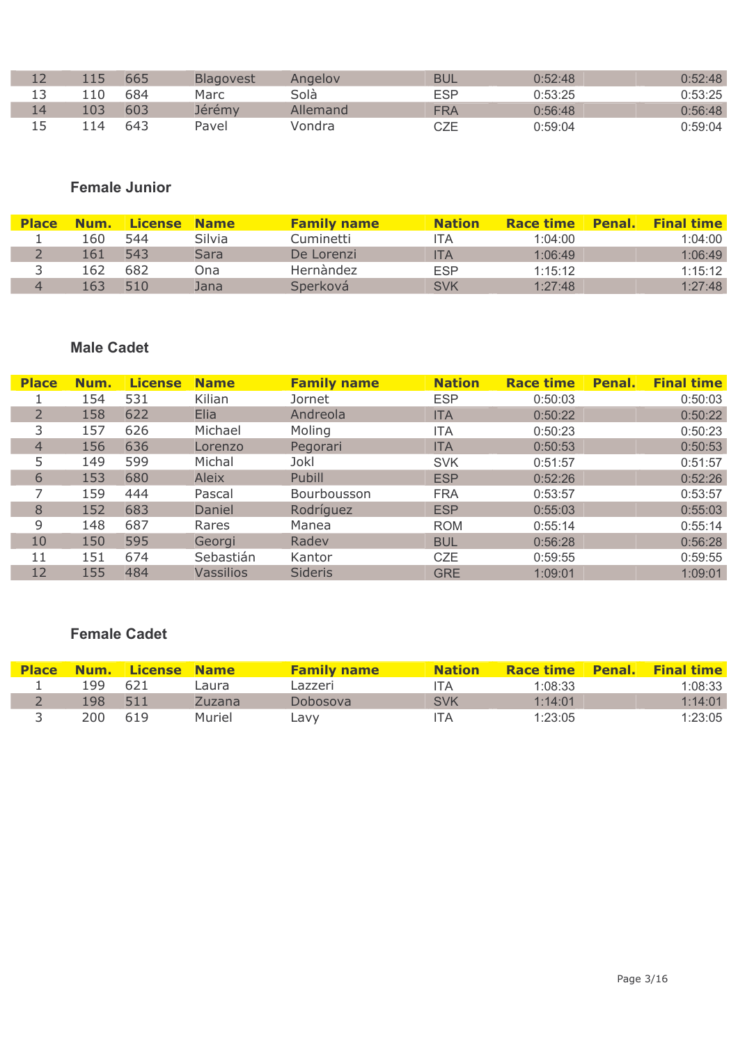| Place | Num. | License | Name | Family name | Nation | Race time | Penal. | Final time |
|---|---|---|---|---|---|---|---|---|
| 12 | 115 | 665 | Blagovest | Angelov | BUL | 0:52:48 | | 0:52:48 |
| 13 | 110 | 684 | Marc | Solà | ESP | 0:53:25 | | 0:53:25 |
| 14 | 103 | 603 | Jérémy | Allemand | FRA | 0:56:48 | | 0:56:48 |
| 15 | 114 | 643 | Pavel | Vondra | CZE | 0:59:04 | | 0:59:04 |

### Female Junior

| Place | Num. | License | Name | Family name | Nation | Race time | Penal. | Final time |
|---|---|---|---|---|---|---|---|---|
| 1 | 160 | 544 | Silvia | Cuminetti | ITA | 1:04:00 | | 1:04:00 |
| 2 | 161 | 543 | Sara | De Lorenzi | ITA | 1:06:49 | | 1:06:49 |
| 3 | 162 | 682 | Ona | Hernàndez | ESP | 1:15:12 | | 1:15:12 |
| 4 | 163 | 510 | Jana | Sperková | SVK | 1:27:48 | | 1:27:48 |

### Male Cadet

| Place | Num. | License | Name | Family name | Nation | Race time | Penal. | Final time |
|---|---|---|---|---|---|---|---|---|
| 1 | 154 | 531 | Kilian | Jornet | ESP | 0:50:03 | | 0:50:03 |
| 2 | 158 | 622 | Elia | Andreola | ITA | 0:50:22 | | 0:50:22 |
| 3 | 157 | 626 | Michael | Moling | ITA | 0:50:23 | | 0:50:23 |
| 4 | 156 | 636 | Lorenzo | Pegorari | ITA | 0:50:53 | | 0:50:53 |
| 5 | 149 | 599 | Michal | Jokl | SVK | 0:51:57 | | 0:51:57 |
| 6 | 153 | 680 | Aleix | Pubill | ESP | 0:52:26 | | 0:52:26 |
| 7 | 159 | 444 | Pascal | Bourbousson | FRA | 0:53:57 | | 0:53:57 |
| 8 | 152 | 683 | Daniel | Rodríguez | ESP | 0:55:03 | | 0:55:03 |
| 9 | 148 | 687 | Rares | Manea | ROM | 0:55:14 | | 0:55:14 |
| 10 | 150 | 595 | Georgi | Radev | BUL | 0:56:28 | | 0:56:28 |
| 11 | 151 | 674 | Sebastián | Kantor | CZE | 0:59:55 | | 0:59:55 |
| 12 | 155 | 484 | Vassilios | Sideris | GRE | 1:09:01 | | 1:09:01 |

### Female Cadet

| Place | Num. | License | Name | Family name | Nation | Race time | Penal. | Final time |
|---|---|---|---|---|---|---|---|---|
| 1 | 199 | 621 | Laura | Lazzeri | ITA | 1:08:33 | | 1:08:33 |
| 2 | 198 | 511 | Zuzana | Dobosova | SVK | 1:14:01 | | 1:14:01 |
| 3 | 200 | 619 | Muriel | Lavy | ITA | 1:23:05 | | 1:23:05 |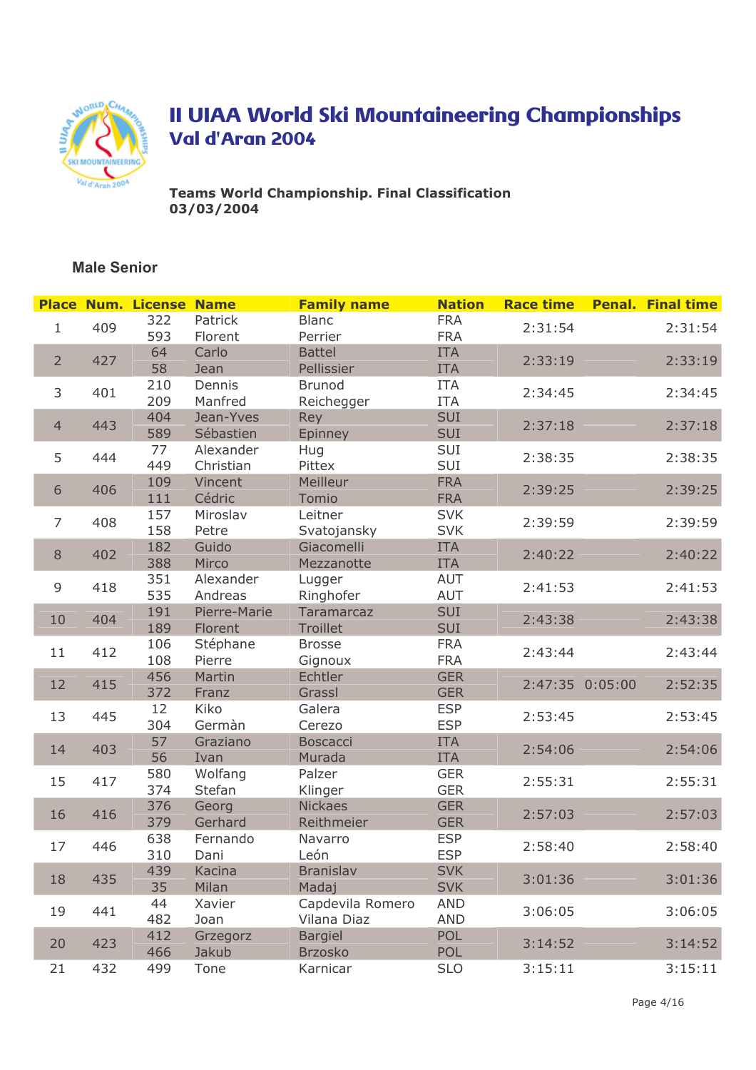# II UIAA World Ski Mountaineering Championships
## Val d'Aran 2004

**Teams World Championship. Final Classification**
**03/03/2004**

### Male Senior

| Place | Num. | License | Name | Family name | Nation | Race time | Penal. | Final time |
|---|---|---|---|---|---|---|---|---|
| 1 | 409 | 322 | Patrick | Blanc | FRA | 2:31:54 | | 2:31:54 |
| | | 593 | Florent | Perrier | FRA | | | |
| 2 | 427 | 64 | Carlo | Battel | ITA | 2:33:19 | | 2:33:19 |
| | | 58 | Jean | Pellissier | ITA | | | |
| 3 | 401 | 210 | Dennis | Brunod | ITA | 2:34:45 | | 2:34:45 |
| | | 209 | Manfred | Reichegger | ITA | | | |
| 4 | 443 | 404 | Jean-Yves | Rey | SUI | 2:37:18 | | 2:37:18 |
| | | 589 | Sébastien | Epinney | SUI | | | |
| 5 | 444 | 77 | Alexander | Hug | SUI | 2:38:35 | | 2:38:35 |
| | | 449 | Christian | Pittex | SUI | | | |
| 6 | 406 | 109 | Vincent | Meilleur | FRA | 2:39:25 | | 2:39:25 |
| | | 111 | Cédric | Tomio | FRA | | | |
| 7 | 408 | 157 | Miroslav | Leitner | SVK | 2:39:59 | | 2:39:59 |
| | | 158 | Petre | Svatojansky | SVK | | | |
| 8 | 402 | 182 | Guido | Giacomelli | ITA | 2:40:22 | | 2:40:22 |
| | | 388 | Mirco | Mezzanotte | ITA | | | |
| 9 | 418 | 351 | Alexander | Lugger | AUT | 2:41:53 | | 2:41:53 |
| | | 535 | Andreas | Ringhofer | AUT | | | |
| 10 | 404 | 191 | Pierre-Marie | Taramarcaz | SUI | 2:43:38 | | 2:43:38 |
| | | 189 | Florent | Troillet | SUI | | | |
| 11 | 412 | 106 | Stéphane | Brosse | FRA | 2:43:44 | | 2:43:44 |
| | | 108 | Pierre | Gignoux | FRA | | | |
| 12 | 415 | 456 | Martin | Echtler | GER | 2:47:35 | 0:05:00 | 2:52:35 |
| | | 372 | Franz | Grassl | GER | | | |
| 13 | 445 | 12 | Kiko | Galera | ESP | 2:53:45 | | 2:53:45 |
| | | 304 | Germàn | Cerezo | ESP | | | |
| 14 | 403 | 57 | Graziano | Boscacci | ITA | 2:54:06 | | 2:54:06 |
| | | 56 | Ivan | Murada | ITA | | | |
| 15 | 417 | 580 | Wolfang | Palzer | GER | 2:55:31 | | 2:55:31 |
| | | 374 | Stefan | Klinger | GER | | | |
| 16 | 416 | 376 | Georg | Nickaes | GER | 2:57:03 | | 2:57:03 |
| | | 379 | Gerhard | Reithmeier | GER | | | |
| 17 | 446 | 638 | Fernando | Navarro | ESP | 2:58:40 | | 2:58:40 |
| | | 310 | Dani | León | ESP | | | |
| 18 | 435 | 439 | Kacina | Branislav | SVK | 3:01:36 | | 3:01:36 |
| | | 35 | Milan | Madaj | SVK | | | |
| 19 | 441 | 44 | Xavier | Capdevila Romero | AND | 3:06:05 | | 3:06:05 |
| | | 482 | Joan | Vilana Diaz | AND | | | |
| 20 | 423 | 412 | Grzegorz | Bargiel | POL | 3:14:52 | | 3:14:52 |
| | | 466 | Jakub | Brzosko | POL | | | |
| 21 | 432 | 499 | Tone | Karnicar | SLO | 3:15:11 | | 3:15:11 |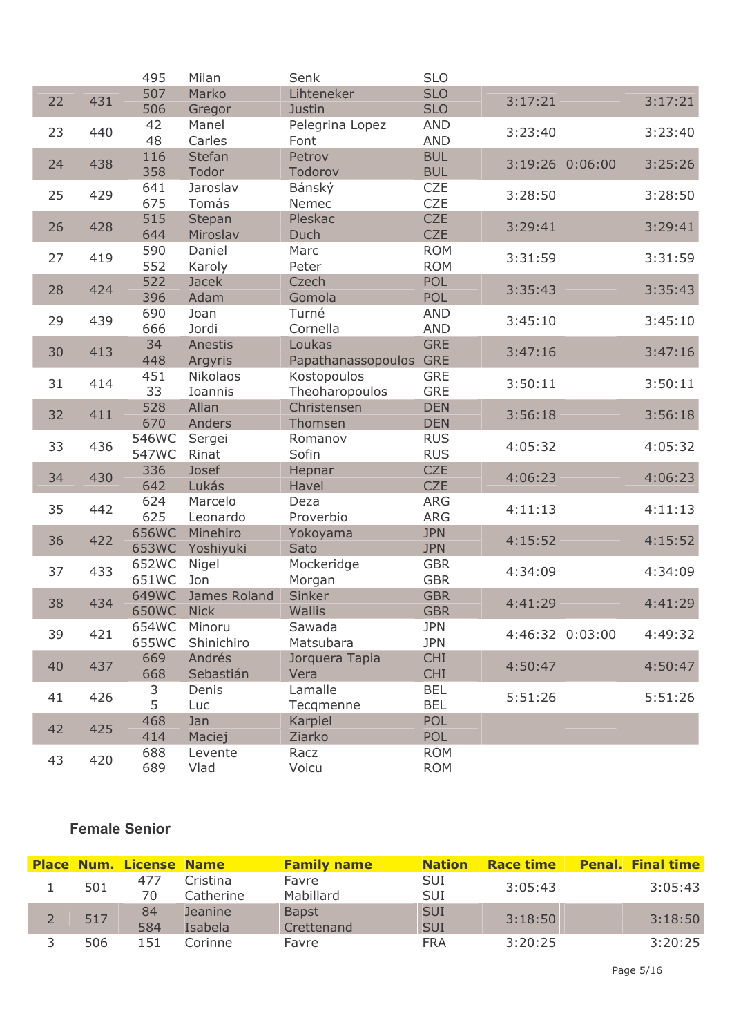| Place | Num. | License | Name | Family name | Nation | Race time | Penal. | Final time |
|---|---|---|---|---|---|---|---|---|
| | | 495 | Milan | Senk | SLO | | | |
| 22 | 431 | 507<br>506 | Marko<br>Gregor | Lihteneker<br>Justin | SLO<br>SLO | 3:17:21 | | 3:17:21 |
| 23 | 440 | 42<br>48 | Manel<br>Carles | Pelegrina Lopez<br>Font | AND<br>AND | 3:23:40 | | 3:23:40 |
| 24 | 438 | 116<br>358 | Stefan<br>Todor | Petrov<br>Todorov | BUL<br>BUL | 3:19:26 | 0:06:00 | 3:25:26 |
| 25 | 429 | 641<br>675 | Jaroslav<br>Tomás | Bánský<br>Nemec | CZE<br>CZE | 3:28:50 | | 3:28:50 |
| 26 | 428 | 515<br>644 | Stepan<br>Miroslav | Pleskac<br>Duch | CZE<br>CZE | 3:29:41 | | 3:29:41 |
| 27 | 419 | 590<br>552 | Daniel<br>Karoly | Marc<br>Peter | ROM<br>ROM | 3:31:59 | | 3:31:59 |
| 28 | 424 | 522<br>396 | Jacek<br>Adam | Czech<br>Gomola | POL<br>POL | 3:35:43 | | 3:35:43 |
| 29 | 439 | 690<br>666 | Joan<br>Jordi | Turné<br>Cornella | AND<br>AND | 3:45:10 | | 3:45:10 |
| 30 | 413 | 34<br>448 | Anestis<br>Argyris | Loukas<br>Papathanassopoulos | GRE<br>GRE | 3:47:16 | | 3:47:16 |
| 31 | 414 | 451<br>33 | Nikolaos<br>Ioannis | Kostopoulos<br>Theoharopoulos | GRE<br>GRE | 3:50:11 | | 3:50:11 |
| 32 | 411 | 528<br>670 | Allan<br>Anders | Christensen<br>Thomsen | DEN<br>DEN | 3:56:18 | | 3:56:18 |
| 33 | 436 | 546WC<br>547WC | Sergei<br>Rinat | Romanov<br>Sofin | RUS<br>RUS | 4:05:32 | | 4:05:32 |
| 34 | 430 | 336<br>642 | Josef<br>Lukás | Hepnar<br>Havel | CZE<br>CZE | 4:06:23 | | 4:06:23 |
| 35 | 442 | 624<br>625 | Marcelo<br>Leonardo | Deza<br>Proverbio | ARG<br>ARG | 4:11:13 | | 4:11:13 |
| 36 | 422 | 656WC<br>653WC | Minehiro<br>Yoshiyuki | Yokoyama<br>Sato | JPN<br>JPN | 4:15:52 | | 4:15:52 |
| 37 | 433 | 652WC<br>651WC | Nigel<br>Jon | Mockeridge<br>Morgan | GBR<br>GBR | 4:34:09 | | 4:34:09 |
| 38 | 434 | 649WC<br>650WC | James Roland<br>Nick | Sinker<br>Wallis | GBR<br>GBR | 4:41:29 | | 4:41:29 |
| 39 | 421 | 654WC<br>655WC | Minoru<br>Shinichiro | Sawada<br>Matsubara | JPN<br>JPN | 4:46:32 | 0:03:00 | 4:49:32 |
| 40 | 437 | 669<br>668 | Andrés<br>Sebastián | Jorquera Tapia<br>Vera | CHI<br>CHI | 4:50:47 | | 4:50:47 |
| 41 | 426 | 3<br>5 | Denis<br>Luc | Lamalle<br>Tecqmenne | BEL<br>BEL | 5:51:26 | | 5:51:26 |
| 42 | 425 | 468<br>414 | Jan<br>Maciej | Karpiel<br>Ziarko | POL<br>POL | | | |
| 43 | 420 | 688<br>689 | Levente<br>Vlad | Racz<br>Voicu | ROM<br>ROM | | | |

### Female Senior

| Place | Num. | License | Name | Family name | Nation | Race time | Penal. | Final time |
|---|---|---|---|---|---|---|---|---|
| 1 | 501 | 477<br>70 | Cristina<br>Catherine | Favre<br>Mabillard | SUI<br>SUI | 3:05:43 | | 3:05:43 |
| 2 | 517 | 84<br>584 | Jeanine<br>Isabela | Bapst<br>Crettenand | SUI<br>SUI | 3:18:50 | | 3:18:50 |
| 3 | 506 | 151 | Corinne | Favre | FRA | 3:20:25 | | 3:20:25 |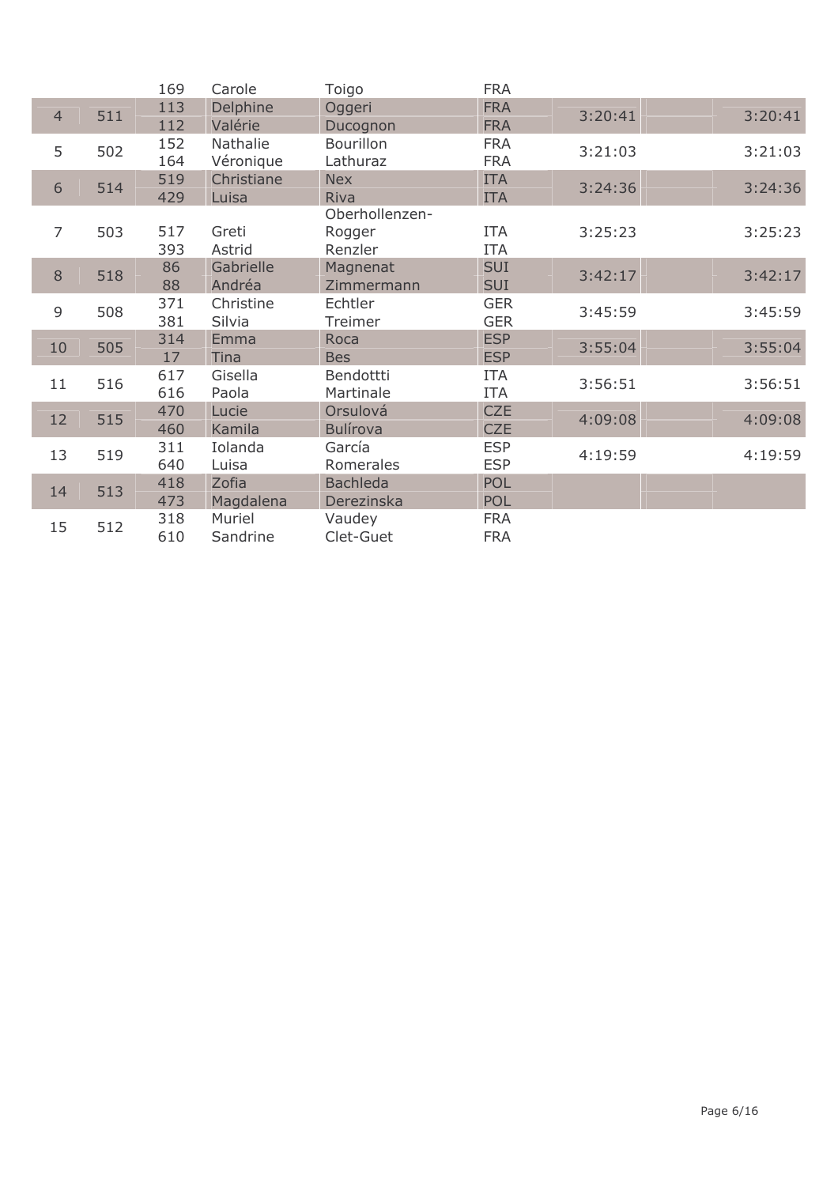| | | | | | | | | |
|---|---|---|---|---|---|---|---|---|
| | | 169 | Carole | Toigo | FRA | | | |
| 4 | 511 | 113 | Delphine | Oggeri | FRA | 3:20:41 | | 3:20:41 |
| | | 112 | Valérie | Ducognon | FRA | | | |
| 5 | 502 | 152 | Nathalie | Bourillon | FRA | 3:21:03 | | 3:21:03 |
| | | 164 | Véronique | Lathuraz | FRA | | | |
| 6 | 514 | 519 | Christiane | Nex | ITA | 3:24:36 | | 3:24:36 |
| | | 429 | Luisa | Riva | ITA | | | |
| 7 | 503 | 517 | Greti | Oberhollenzen-Rogger | ITA | 3:25:23 | | 3:25:23 |
| | | 393 | Astrid | Renzler | ITA | | | |
| 8 | 518 | 86 | Gabrielle | Magnenat | SUI | 3:42:17 | | 3:42:17 |
| | | 88 | Andréa | Zimmermann | SUI | | | |
| 9 | 508 | 371 | Christine | Echtler | GER | 3:45:59 | | 3:45:59 |
| | | 381 | Silvia | Treimer | GER | | | |
| 10 | 505 | 314 | Emma | Roca | ESP | 3:55:04 | | 3:55:04 |
| | | 17 | Tina | Bes | ESP | | | |
| 11 | 516 | 617 | Gisella | Bendottti | ITA | 3:56:51 | | 3:56:51 |
| | | 616 | Paola | Martinale | ITA | | | |
| 12 | 515 | 470 | Lucie | Orsulová | CZE | 4:09:08 | | 4:09:08 |
| | | 460 | Kamila | Bulírova | CZE | | | |
| 13 | 519 | 311 | Iolanda | García | ESP | 4:19:59 | | 4:19:59 |
| | | 640 | Luisa | Romerales | ESP | | | |
| 14 | 513 | 418 | Zofia | Bachleda | POL | | | |
| | | 473 | Magdalena | Derezinska | POL | | | |
| 15 | 512 | 318 | Muriel | Vaudey | FRA | | | |
| | | 610 | Sandrine | Clet-Guet | FRA | | | |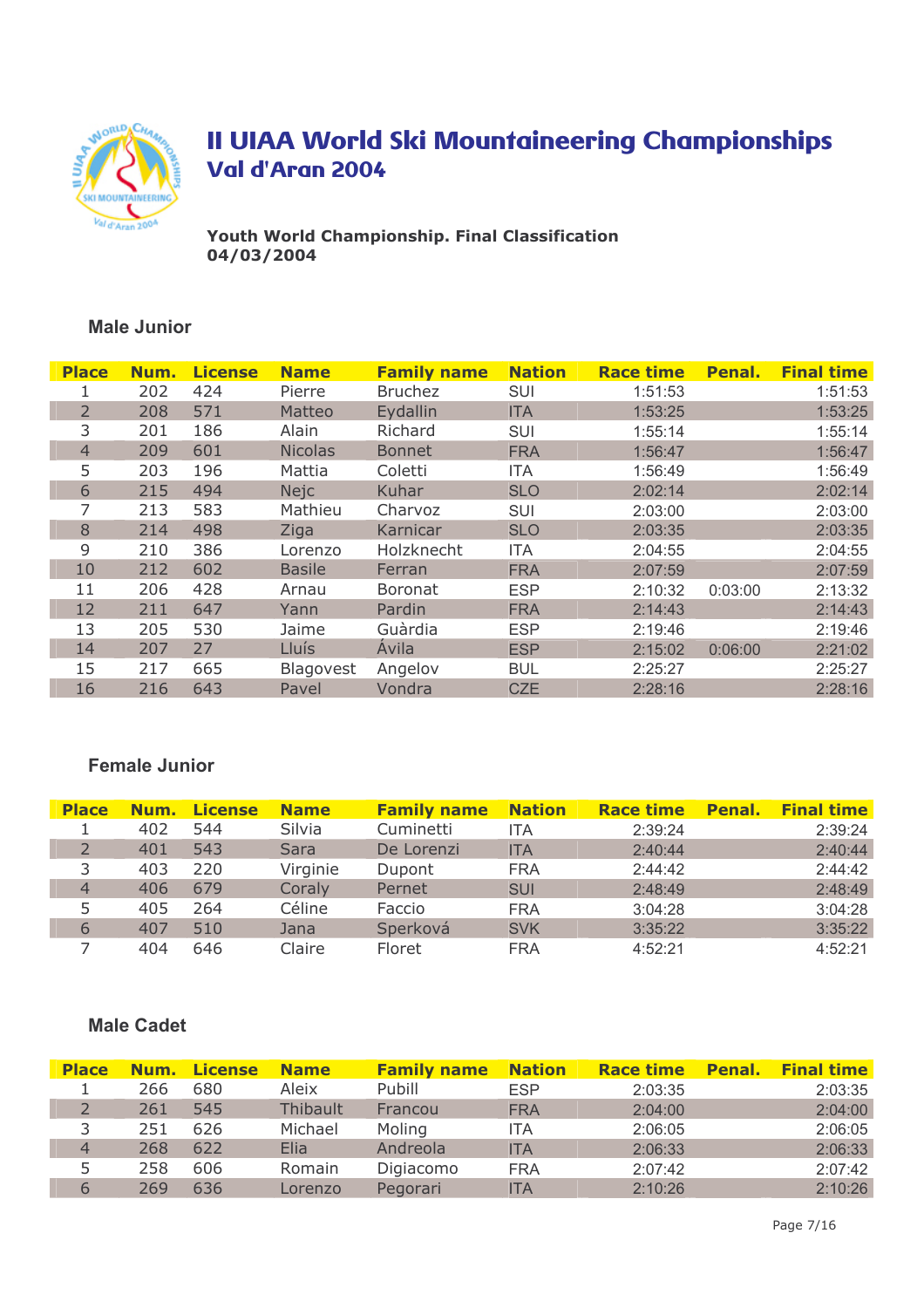# II UIAA World Ski Mountaineering Championships

## Val d'Aran 2004

**Youth World Championship. Final Classification**
**04/03/2004**

### Male Junior

| Place | Num. | License | Name | Family name | Nation | Race time | Penal. | Final time |
|---|---|---|---|---|---|---|---|---|
| 1 | 202 | 424 | Pierre | Bruchez | SUI | 1:51:53 | | 1:51:53 |
| 2 | 208 | 571 | Matteo | Eydallin | ITA | 1:53:25 | | 1:53:25 |
| 3 | 201 | 186 | Alain | Richard | SUI | 1:55:14 | | 1:55:14 |
| 4 | 209 | 601 | Nicolas | Bonnet | FRA | 1:56:47 | | 1:56:47 |
| 5 | 203 | 196 | Mattia | Coletti | ITA | 1:56:49 | | 1:56:49 |
| 6 | 215 | 494 | Nejc | Kuhar | SLO | 2:02:14 | | 2:02:14 |
| 7 | 213 | 583 | Mathieu | Charvoz | SUI | 2:03:00 | | 2:03:00 |
| 8 | 214 | 498 | Ziga | Karnicar | SLO | 2:03:35 | | 2:03:35 |
| 9 | 210 | 386 | Lorenzo | Holzknecht | ITA | 2:04:55 | | 2:04:55 |
| 10 | 212 | 602 | Basile | Ferran | FRA | 2:07:59 | | 2:07:59 |
| 11 | 206 | 428 | Arnau | Boronat | ESP | 2:10:32 | 0:03:00 | 2:13:32 |
| 12 | 211 | 647 | Yann | Pardin | FRA | 2:14:43 | | 2:14:43 |
| 13 | 205 | 530 | Jaime | Guàrdia | ESP | 2:19:46 | | 2:19:46 |
| 14 | 207 | 27 | Lluís | Ávila | ESP | 2:15:02 | 0:06:00 | 2:21:02 |
| 15 | 217 | 665 | Blagovest | Angelov | BUL | 2:25:27 | | 2:25:27 |
| 16 | 216 | 643 | Pavel | Vondra | CZE | 2:28:16 | | 2:28:16 |

### Female Junior

| Place | Num. | License | Name | Family name | Nation | Race time | Penal. | Final time |
|---|---|---|---|---|---|---|---|---|
| 1 | 402 | 544 | Silvia | Cuminetti | ITA | 2:39:24 | | 2:39:24 |
| 2 | 401 | 543 | Sara | De Lorenzi | ITA | 2:40:44 | | 2:40:44 |
| 3 | 403 | 220 | Virginie | Dupont | FRA | 2:44:42 | | 2:44:42 |
| 4 | 406 | 679 | Coraly | Pernet | SUI | 2:48:49 | | 2:48:49 |
| 5 | 405 | 264 | Céline | Faccio | FRA | 3:04:28 | | 3:04:28 |
| 6 | 407 | 510 | Jana | Sperková | SVK | 3:35:22 | | 3:35:22 |
| 7 | 404 | 646 | Claire | Floret | FRA | 4:52:21 | | 4:52:21 |

### Male Cadet

| Place | Num. | License | Name | Family name | Nation | Race time | Penal. | Final time |
|---|---|---|---|---|---|---|---|---|
| 1 | 266 | 680 | Aleix | Pubill | ESP | 2:03:35 | | 2:03:35 |
| 2 | 261 | 545 | Thibault | Francou | FRA | 2:04:00 | | 2:04:00 |
| 3 | 251 | 626 | Michael | Moling | ITA | 2:06:05 | | 2:06:05 |
| 4 | 268 | 622 | Elia | Andreola | ITA | 2:06:33 | | 2:06:33 |
| 5 | 258 | 606 | Romain | Digiacomo | FRA | 2:07:42 | | 2:07:42 |
| 6 | 269 | 636 | Lorenzo | Pegorari | ITA | 2:10:26 | | 2:10:26 |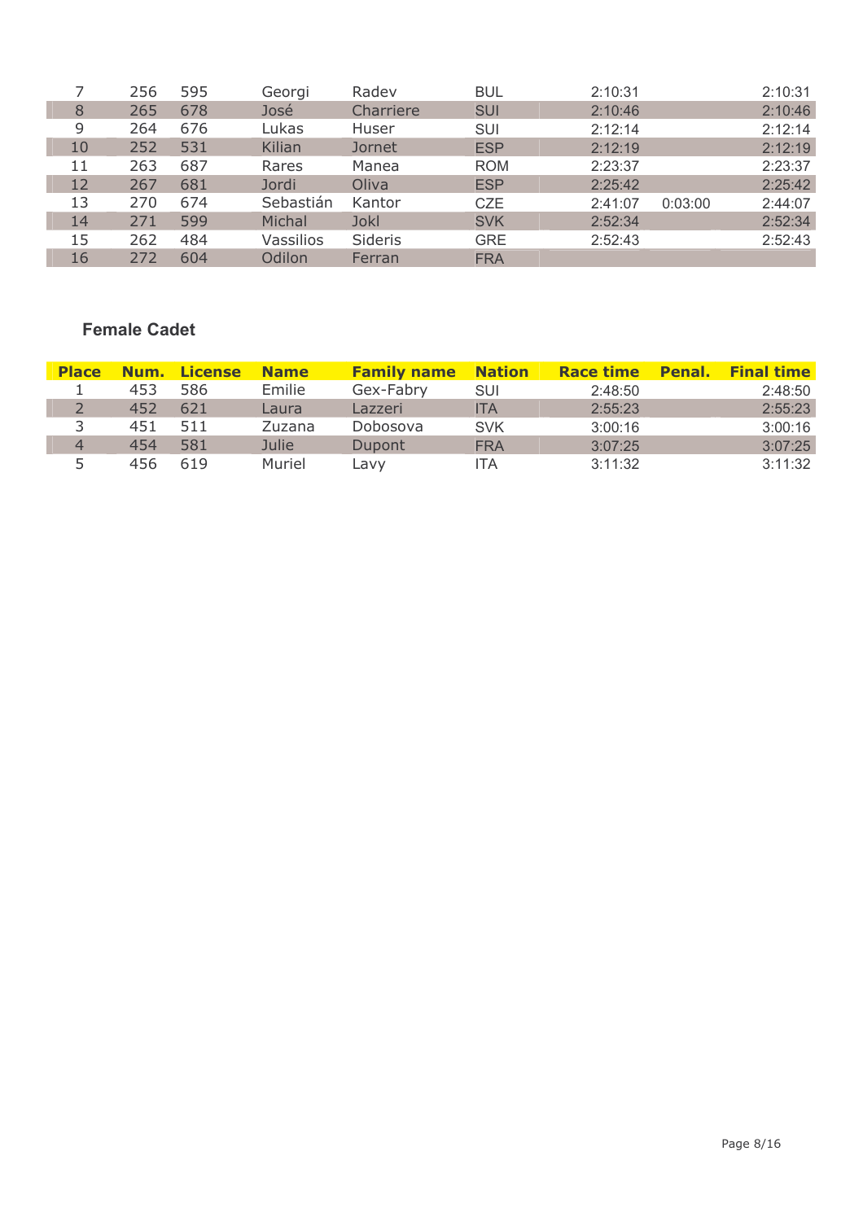| Place | Num. | License | Name | Family name | Nation | Race time | Penal. | Final time |
|---|---|---|---|---|---|---|---|---|
| 7 | 256 | 595 | Georgi | Radev | BUL | 2:10:31 | | 2:10:31 |
| 8 | 265 | 678 | José | Charriere | SUI | 2:10:46 | | 2:10:46 |
| 9 | 264 | 676 | Lukas | Huser | SUI | 2:12:14 | | 2:12:14 |
| 10 | 252 | 531 | Kilian | Jornet | ESP | 2:12:19 | | 2:12:19 |
| 11 | 263 | 687 | Rares | Manea | ROM | 2:23:37 | | 2:23:37 |
| 12 | 267 | 681 | Jordi | Oliva | ESP | 2:25:42 | | 2:25:42 |
| 13 | 270 | 674 | Sebastián | Kantor | CZE | 2:41:07 | 0:03:00 | 2:44:07 |
| 14 | 271 | 599 | Michal | Jokl | SVK | 2:52:34 | | 2:52:34 |
| 15 | 262 | 484 | Vassilios | Sideris | GRE | 2:52:43 | | 2:52:43 |
| 16 | 272 | 604 | Odilon | Ferran | FRA | | | |

### Female Cadet

| Place | Num. | License | Name | Family name | Nation | Race time | Penal. | Final time |
|---|---|---|---|---|---|---|---|---|
| 1 | 453 | 586 | Emilie | Gex-Fabry | SUI | 2:48:50 | | 2:48:50 |
| 2 | 452 | 621 | Laura | Lazzeri | ITA | 2:55:23 | | 2:55:23 |
| 3 | 451 | 511 | Zuzana | Dobosova | SVK | 3:00:16 | | 3:00:16 |
| 4 | 454 | 581 | Julie | Dupont | FRA | 3:07:25 | | 3:07:25 |
| 5 | 456 | 619 | Muriel | Lavy | ITA | 3:11:32 | | 3:11:32 |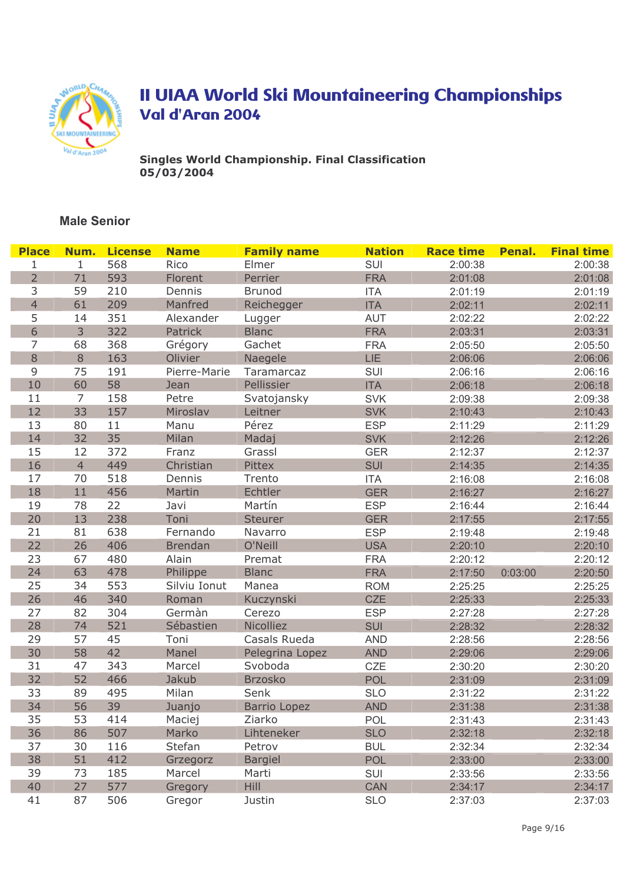# II UIAA World Ski Mountaineering Championships

## Val d'Aran 2004

**Singles World Championship. Final Classification**
**05/03/2004**

### Male Senior

| Place | Num. | License | Name | Family name | Nation | Race time | Penal. | Final time |
|---|---|---|---|---|---|---|---|---|
| 1 | 1 | 568 | Rico | Elmer | SUI | 2:00:38 | | 2:00:38 |
| 2 | 71 | 593 | Florent | Perrier | FRA | 2:01:08 | | 2:01:08 |
| 3 | 59 | 210 | Dennis | Brunod | ITA | 2:01:19 | | 2:01:19 |
| 4 | 61 | 209 | Manfred | Reichegger | ITA | 2:02:11 | | 2:02:11 |
| 5 | 14 | 351 | Alexander | Lugger | AUT | 2:02:22 | | 2:02:22 |
| 6 | 3 | 322 | Patrick | Blanc | FRA | 2:03:31 | | 2:03:31 |
| 7 | 68 | 368 | Grégory | Gachet | FRA | 2:05:50 | | 2:05:50 |
| 8 | 8 | 163 | Olivier | Naegele | LIE | 2:06:06 | | 2:06:06 |
| 9 | 75 | 191 | Pierre-Marie | Taramarcaz | SUI | 2:06:16 | | 2:06:16 |
| 10 | 60 | 58 | Jean | Pellissier | ITA | 2:06:18 | | 2:06:18 |
| 11 | 7 | 158 | Petre | Svatojansky | SVK | 2:09:38 | | 2:09:38 |
| 12 | 33 | 157 | Miroslav | Leitner | SVK | 2:10:43 | | 2:10:43 |
| 13 | 80 | 11 | Manu | Pérez | ESP | 2:11:29 | | 2:11:29 |
| 14 | 32 | 35 | Milan | Madaj | SVK | 2:12:26 | | 2:12:26 |
| 15 | 12 | 372 | Franz | Grassl | GER | 2:12:37 | | 2:12:37 |
| 16 | 4 | 449 | Christian | Pittex | SUI | 2:14:35 | | 2:14:35 |
| 17 | 70 | 518 | Dennis | Trento | ITA | 2:16:08 | | 2:16:08 |
| 18 | 11 | 456 | Martin | Echtler | GER | 2:16:27 | | 2:16:27 |
| 19 | 78 | 22 | Javi | Martín | ESP | 2:16:44 | | 2:16:44 |
| 20 | 13 | 238 | Toni | Steurer | GER | 2:17:55 | | 2:17:55 |
| 21 | 81 | 638 | Fernando | Navarro | ESP | 2:19:48 | | 2:19:48 |
| 22 | 26 | 406 | Brendan | O'Neill | USA | 2:20:10 | | 2:20:10 |
| 23 | 67 | 480 | Alain | Premat | FRA | 2:20:12 | | 2:20:12 |
| 24 | 63 | 478 | Philippe | Blanc | FRA | 2:17:50 | 0:03:00 | 2:20:50 |
| 25 | 34 | 553 | Silviu Ionut | Manea | ROM | 2:25:25 | | 2:25:25 |
| 26 | 46 | 340 | Roman | Kuczynski | CZE | 2:25:33 | | 2:25:33 |
| 27 | 82 | 304 | Germàn | Cerezo | ESP | 2:27:28 | | 2:27:28 |
| 28 | 74 | 521 | Sébastien | Nicolliez | SUI | 2:28:32 | | 2:28:32 |
| 29 | 57 | 45 | Toni | Casals Rueda | AND | 2:28:56 | | 2:28:56 |
| 30 | 58 | 42 | Manel | Pelegrina Lopez | AND | 2:29:06 | | 2:29:06 |
| 31 | 47 | 343 | Marcel | Svoboda | CZE | 2:30:20 | | 2:30:20 |
| 32 | 52 | 466 | Jakub | Brzosko | POL | 2:31:09 | | 2:31:09 |
| 33 | 89 | 495 | Milan | Senk | SLO | 2:31:22 | | 2:31:22 |
| 34 | 56 | 39 | Juanjo | Barrio Lopez | AND | 2:31:38 | | 2:31:38 |
| 35 | 53 | 414 | Maciej | Ziarko | POL | 2:31:43 | | 2:31:43 |
| 36 | 86 | 507 | Marko | Lihteneker | SLO | 2:32:18 | | 2:32:18 |
| 37 | 30 | 116 | Stefan | Petrov | BUL | 2:32:34 | | 2:32:34 |
| 38 | 51 | 412 | Grzegorz | Bargiel | POL | 2:33:00 | | 2:33:00 |
| 39 | 73 | 185 | Marcel | Marti | SUI | 2:33:56 | | 2:33:56 |
| 40 | 27 | 577 | Gregory | Hill | CAN | 2:34:17 | | 2:34:17 |
| 41 | 87 | 506 | Gregor | Justin | SLO | 2:37:03 | | 2:37:03 |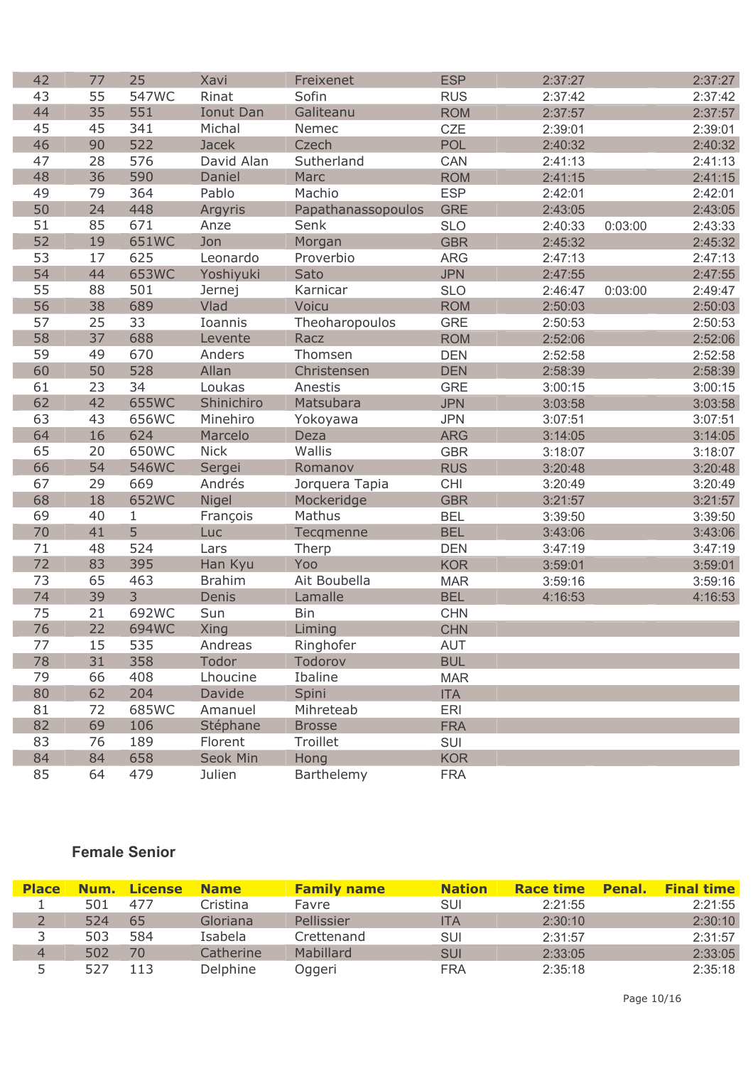| Place | Num. | License | Name | Family name | Nation | Race time | Penal. | Final time |
|---|---|---|---|---|---|---|---|---|
| 42 | 77 | 25 | Xavi | Freixenet | ESP | 2:37:27 | | 2:37:27 |
| 43 | 55 | 547WC | Rinat | Sofin | RUS | 2:37:42 | | 2:37:42 |
| 44 | 35 | 551 | Ionut Dan | Galiteanu | ROM | 2:37:57 | | 2:37:57 |
| 45 | 45 | 341 | Michal | Nemec | CZE | 2:39:01 | | 2:39:01 |
| 46 | 90 | 522 | Jacek | Czech | POL | 2:40:32 | | 2:40:32 |
| 47 | 28 | 576 | David Alan | Sutherland | CAN | 2:41:13 | | 2:41:13 |
| 48 | 36 | 590 | Daniel | Marc | ROM | 2:41:15 | | 2:41:15 |
| 49 | 79 | 364 | Pablo | Machio | ESP | 2:42:01 | | 2:42:01 |
| 50 | 24 | 448 | Argyris | Papathanassopoulos | GRE | 2:43:05 | | 2:43:05 |
| 51 | 85 | 671 | Anze | Senk | SLO | 2:40:33 | 0:03:00 | 2:43:33 |
| 52 | 19 | 651WC | Jon | Morgan | GBR | 2:45:32 | | 2:45:32 |
| 53 | 17 | 625 | Leonardo | Proverbio | ARG | 2:47:13 | | 2:47:13 |
| 54 | 44 | 653WC | Yoshiyuki | Sato | JPN | 2:47:55 | | 2:47:55 |
| 55 | 88 | 501 | Jernej | Karnicar | SLO | 2:46:47 | 0:03:00 | 2:49:47 |
| 56 | 38 | 689 | Vlad | Voicu | ROM | 2:50:03 | | 2:50:03 |
| 57 | 25 | 33 | Ioannis | Theoharopoulos | GRE | 2:50:53 | | 2:50:53 |
| 58 | 37 | 688 | Levente | Racz | ROM | 2:52:06 | | 2:52:06 |
| 59 | 49 | 670 | Anders | Thomsen | DEN | 2:52:58 | | 2:52:58 |
| 60 | 50 | 528 | Allan | Christensen | DEN | 2:58:39 | | 2:58:39 |
| 61 | 23 | 34 | Loukas | Anestis | GRE | 3:00:15 | | 3:00:15 |
| 62 | 42 | 655WC | Shinichiro | Matsubara | JPN | 3:03:58 | | 3:03:58 |
| 63 | 43 | 656WC | Minehiro | Yokoyawa | JPN | 3:07:51 | | 3:07:51 |
| 64 | 16 | 624 | Marcelo | Deza | ARG | 3:14:05 | | 3:14:05 |
| 65 | 20 | 650WC | Nick | Wallis | GBR | 3:18:07 | | 3:18:07 |
| 66 | 54 | 546WC | Sergei | Romanov | RUS | 3:20:48 | | 3:20:48 |
| 67 | 29 | 669 | Andrés | Jorquera Tapia | CHI | 3:20:49 | | 3:20:49 |
| 68 | 18 | 652WC | Nigel | Mockeridge | GBR | 3:21:57 | | 3:21:57 |
| 69 | 40 | 1 | François | Mathus | BEL | 3:39:50 | | 3:39:50 |
| 70 | 41 | 5 | Luc | Tecqmenne | BEL | 3:43:06 | | 3:43:06 |
| 71 | 48 | 524 | Lars | Therp | DEN | 3:47:19 | | 3:47:19 |
| 72 | 83 | 395 | Han Kyu | Yoo | KOR | 3:59:01 | | 3:59:01 |
| 73 | 65 | 463 | Brahim | Ait Boubella | MAR | 3:59:16 | | 3:59:16 |
| 74 | 39 | 3 | Denis | Lamalle | BEL | 4:16:53 | | 4:16:53 |
| 75 | 21 | 692WC | Sun | Bin | CHN | | | |
| 76 | 22 | 694WC | Xing | Liming | CHN | | | |
| 77 | 15 | 535 | Andreas | Ringhofer | AUT | | | |
| 78 | 31 | 358 | Todor | Todorov | BUL | | | |
| 79 | 66 | 408 | Lhoucine | Ibaline | MAR | | | |
| 80 | 62 | 204 | Davide | Spini | ITA | | | |
| 81 | 72 | 685WC | Amanuel | Mihreteab | ERI | | | |
| 82 | 69 | 106 | Stéphane | Brosse | FRA | | | |
| 83 | 76 | 189 | Florent | Troillet | SUI | | | |
| 84 | 84 | 658 | Seok Min | Hong | KOR | | | |
| 85 | 64 | 479 | Julien | Barthelemy | FRA | | | |

### Female Senior

| Place | Num. | License | Name | Family name | Nation | Race time | Penal. | Final time |
|---|---|---|---|---|---|---|---|---|
| 1 | 501 | 477 | Cristina | Favre | SUI | 2:21:55 | | 2:21:55 |
| 2 | 524 | 65 | Gloriana | Pellissier | ITA | 2:30:10 | | 2:30:10 |
| 3 | 503 | 584 | Isabela | Crettenand | SUI | 2:31:57 | | 2:31:57 |
| 4 | 502 | 70 | Catherine | Mabillard | SUI | 2:33:05 | | 2:33:05 |
| 5 | 527 | 113 | Delphine | Oggeri | FRA | 2:35:18 | | 2:35:18 |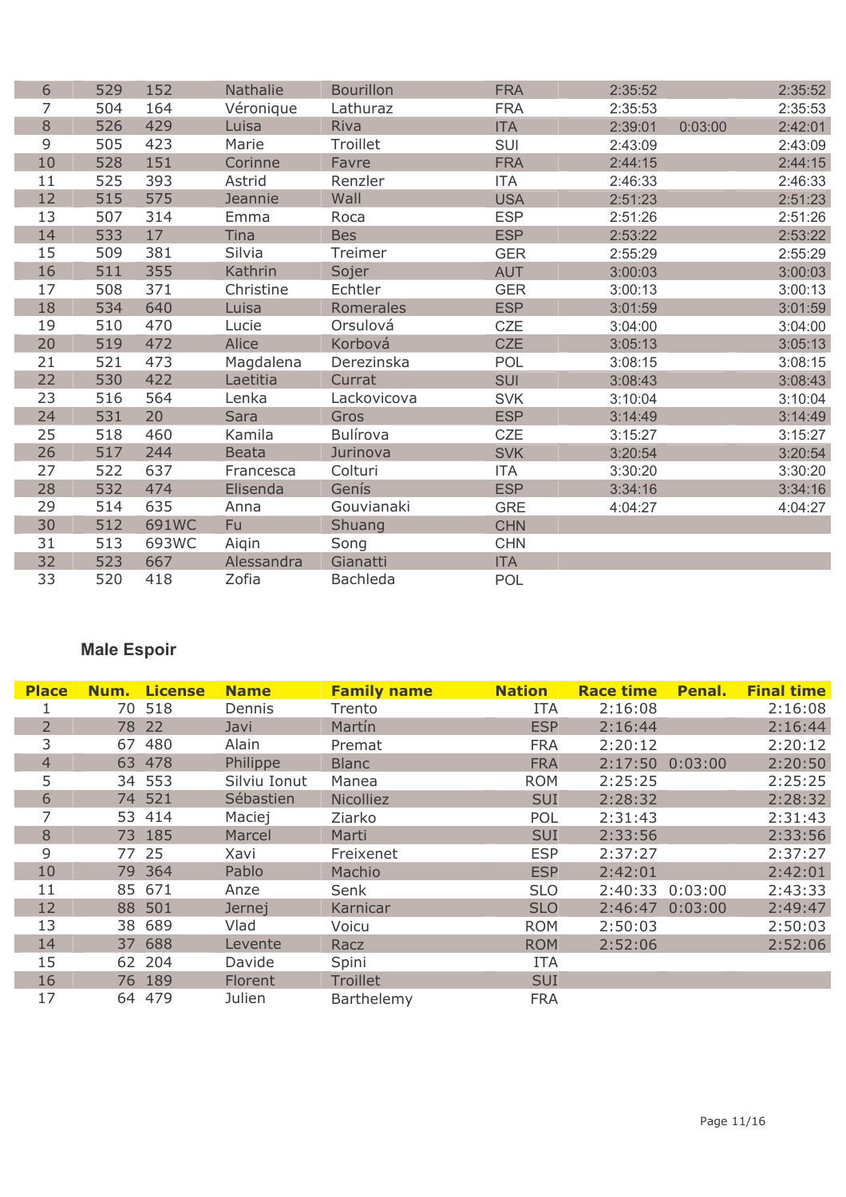| | | | | | | | | |
|---|---|---|---|---|---|---|---|---|
| 6 | 529 | 152 | Nathalie | Bourillon | FRA | 2:35:52 | | 2:35:52 |
| 7 | 504 | 164 | Véronique | Lathuraz | FRA | 2:35:53 | | 2:35:53 |
| 8 | 526 | 429 | Luisa | Riva | ITA | 2:39:01 | 0:03:00 | 2:42:01 |
| 9 | 505 | 423 | Marie | Troillet | SUI | 2:43:09 | | 2:43:09 |
| 10 | 528 | 151 | Corinne | Favre | FRA | 2:44:15 | | 2:44:15 |
| 11 | 525 | 393 | Astrid | Renzler | ITA | 2:46:33 | | 2:46:33 |
| 12 | 515 | 575 | Jeannie | Wall | USA | 2:51:23 | | 2:51:23 |
| 13 | 507 | 314 | Emma | Roca | ESP | 2:51:26 | | 2:51:26 |
| 14 | 533 | 17 | Tina | Bes | ESP | 2:53:22 | | 2:53:22 |
| 15 | 509 | 381 | Silvia | Treimer | GER | 2:55:29 | | 2:55:29 |
| 16 | 511 | 355 | Kathrin | Sojer | AUT | 3:00:03 | | 3:00:03 |
| 17 | 508 | 371 | Christine | Echtler | GER | 3:00:13 | | 3:00:13 |
| 18 | 534 | 640 | Luisa | Romerales | ESP | 3:01:59 | | 3:01:59 |
| 19 | 510 | 470 | Lucie | Orsulová | CZE | 3:04:00 | | 3:04:00 |
| 20 | 519 | 472 | Alice | Korbová | CZE | 3:05:13 | | 3:05:13 |
| 21 | 521 | 473 | Magdalena | Derezinska | POL | 3:08:15 | | 3:08:15 |
| 22 | 530 | 422 | Laetitia | Currat | SUI | 3:08:43 | | 3:08:43 |
| 23 | 516 | 564 | Lenka | Lackovicova | SVK | 3:10:04 | | 3:10:04 |
| 24 | 531 | 20 | Sara | Gros | ESP | 3:14:49 | | 3:14:49 |
| 25 | 518 | 460 | Kamila | Bulírova | CZE | 3:15:27 | | 3:15:27 |
| 26 | 517 | 244 | Beata | Jurinova | SVK | 3:20:54 | | 3:20:54 |
| 27 | 522 | 637 | Francesca | Colturi | ITA | 3:30:20 | | 3:30:20 |
| 28 | 532 | 474 | Elisenda | Genís | ESP | 3:34:16 | | 3:34:16 |
| 29 | 514 | 635 | Anna | Gouvianaki | GRE | 4:04:27 | | 4:04:27 |
| 30 | 512 | 691WC | Fu | Shuang | CHN | | | |
| 31 | 513 | 693WC | Aiqin | Song | CHN | | | |
| 32 | 523 | 667 | Alessandra | Gianatti | ITA | | | |
| 33 | 520 | 418 | Zofia | Bachleda | POL | | | |

## Male Espoir

| Place | Num. | License | Name | Family name | Nation | Race time | Penal. | Final time |
|---|---|---|---|---|---|---|---|---|
| 1 | 70 | 518 | Dennis | Trento | ITA | 2:16:08 | | 2:16:08 |
| 2 | 78 | 22 | Javi | Martín | ESP | 2:16:44 | | 2:16:44 |
| 3 | 67 | 480 | Alain | Premat | FRA | 2:20:12 | | 2:20:12 |
| 4 | 63 | 478 | Philippe | Blanc | FRA | 2:17:50 | 0:03:00 | 2:20:50 |
| 5 | 34 | 553 | Silviu Ionut | Manea | ROM | 2:25:25 | | 2:25:25 |
| 6 | 74 | 521 | Sébastien | Nicolliez | SUI | 2:28:32 | | 2:28:32 |
| 7 | 53 | 414 | Maciej | Ziarko | POL | 2:31:43 | | 2:31:43 |
| 8 | 73 | 185 | Marcel | Marti | SUI | 2:33:56 | | 2:33:56 |
| 9 | 77 | 25 | Xavi | Freixenet | ESP | 2:37:27 | | 2:37:27 |
| 10 | 79 | 364 | Pablo | Machio | ESP | 2:42:01 | | 2:42:01 |
| 11 | 85 | 671 | Anze | Senk | SLO | 2:40:33 | 0:03:00 | 2:43:33 |
| 12 | 88 | 501 | Jernej | Karnicar | SLO | 2:46:47 | 0:03:00 | 2:49:47 |
| 13 | 38 | 689 | Vlad | Voicu | ROM | 2:50:03 | | 2:50:03 |
| 14 | 37 | 688 | Levente | Racz | ROM | 2:52:06 | | 2:52:06 |
| 15 | 62 | 204 | Davide | Spini | ITA | | | |
| 16 | 76 | 189 | Florent | Troillet | SUI | | | |
| 17 | 64 | 479 | Julien | Barthelemy | FRA | | | |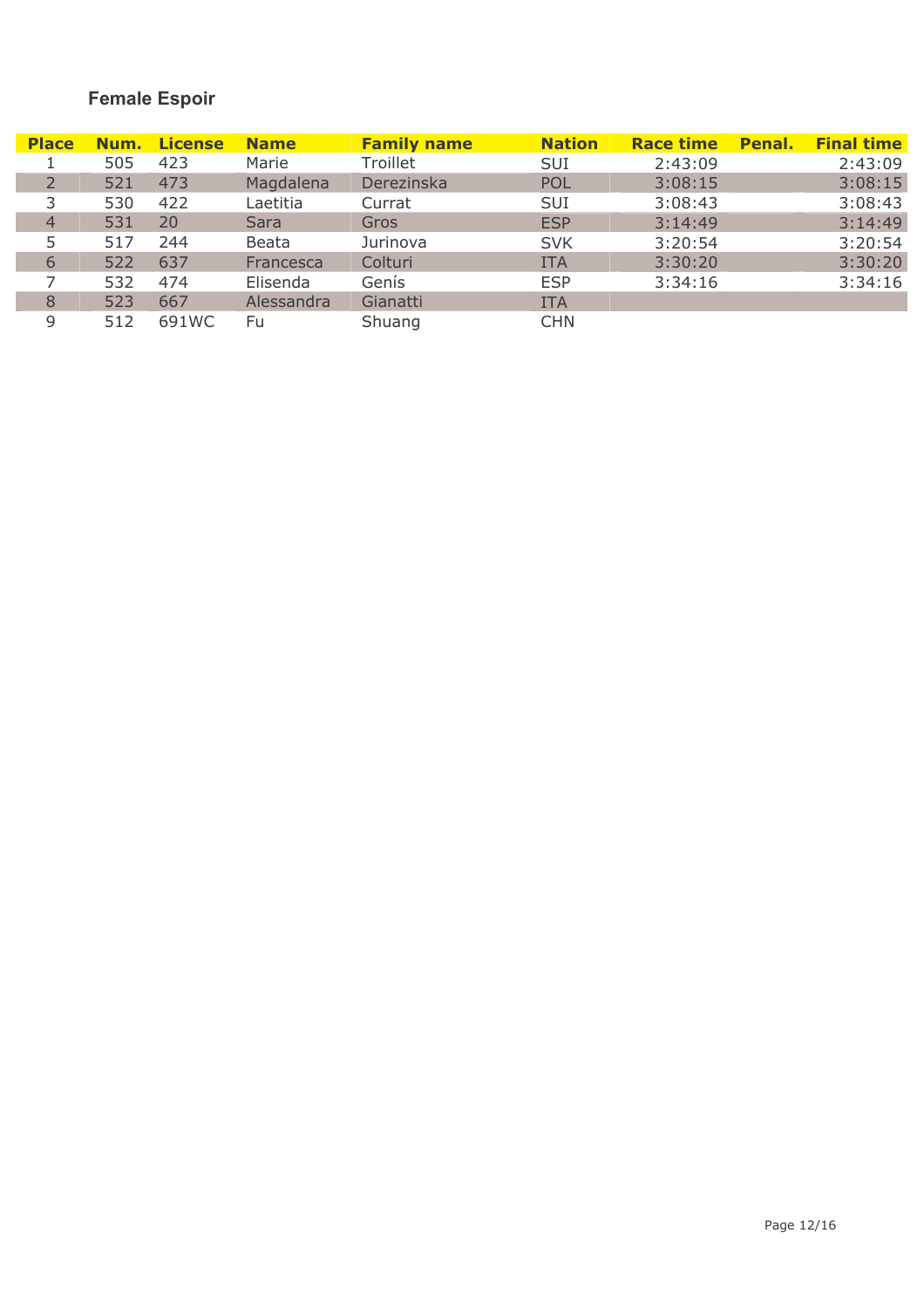### Female Espoir

| Place | Num. | License | Name | Family name | Nation | Race time | Penal. | Final time |
|---|---|---|---|---|---|---|---|---|
| 1 | 505 | 423 | Marie | Troillet | SUI | 2:43:09 | | 2:43:09 |
| 2 | 521 | 473 | Magdalena | Derezinska | POL | 3:08:15 | | 3:08:15 |
| 3 | 530 | 422 | Laetitia | Currat | SUI | 3:08:43 | | 3:08:43 |
| 4 | 531 | 20 | Sara | Gros | ESP | 3:14:49 | | 3:14:49 |
| 5 | 517 | 244 | Beata | Jurinova | SVK | 3:20:54 | | 3:20:54 |
| 6 | 522 | 637 | Francesca | Colturi | ITA | 3:30:20 | | 3:30:20 |
| 7 | 532 | 474 | Elisenda | Genís | ESP | 3:34:16 | | 3:34:16 |
| 8 | 523 | 667 | Alessandra | Gianatti | ITA | | | |
| 9 | 512 | 691WC | Fu | Shuang | CHN | | | |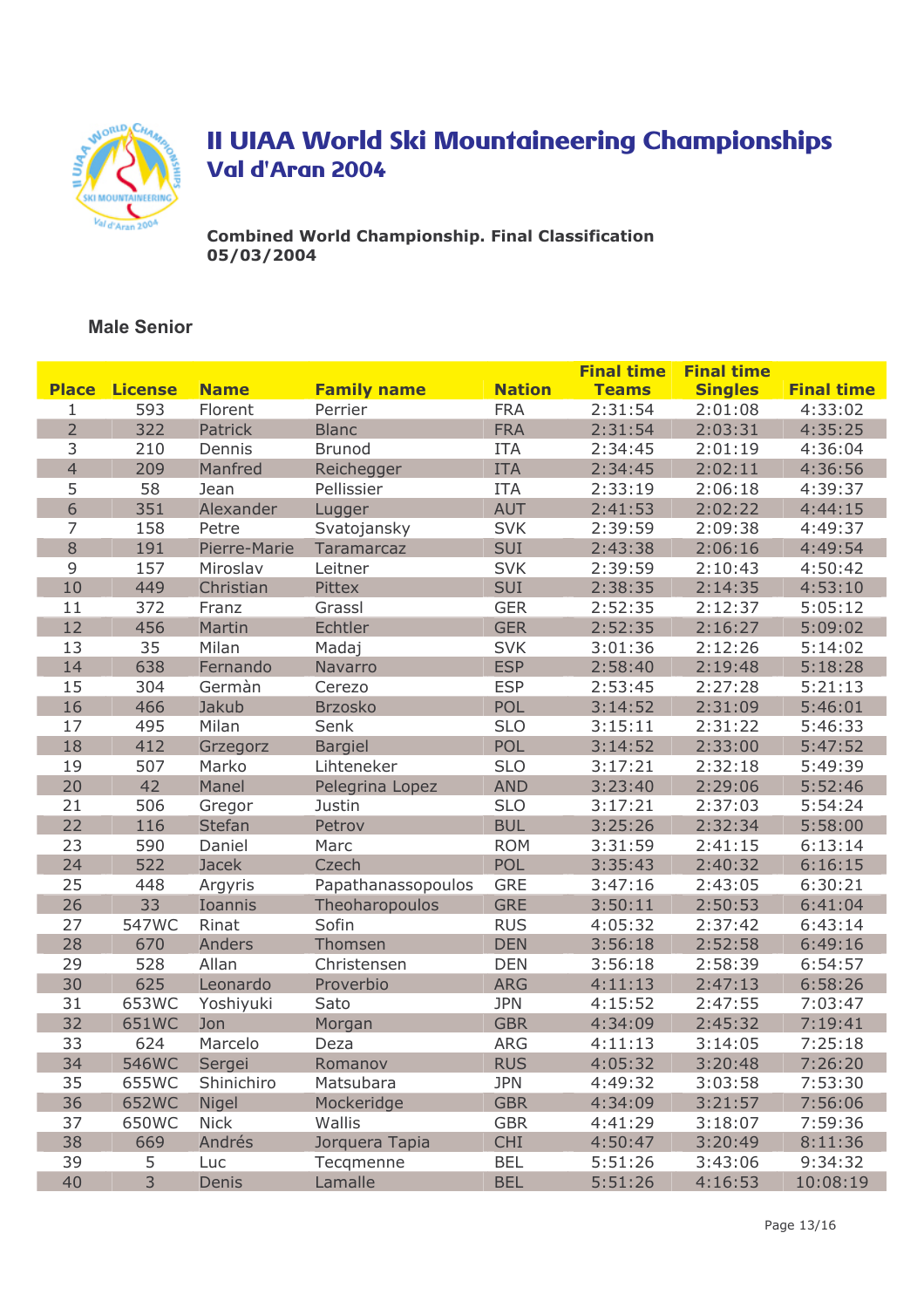# II UIAA World Ski Mountaineering Championships
## Val d'Aran 2004

**Combined World Championship. Final Classification**
**05/03/2004**

### Male Senior

| Place | License | Name | Family name | Nation | Final time Teams | Final time Singles | Final time |
|---|---|---|---|---|---|---|---|
| 1 | 593 | Florent | Perrier | FRA | 2:31:54 | 2:01:08 | 4:33:02 |
| 2 | 322 | Patrick | Blanc | FRA | 2:31:54 | 2:03:31 | 4:35:25 |
| 3 | 210 | Dennis | Brunod | ITA | 2:34:45 | 2:01:19 | 4:36:04 |
| 4 | 209 | Manfred | Reichegger | ITA | 2:34:45 | 2:02:11 | 4:36:56 |
| 5 | 58 | Jean | Pellissier | ITA | 2:33:19 | 2:06:18 | 4:39:37 |
| 6 | 351 | Alexander | Lugger | AUT | 2:41:53 | 2:02:22 | 4:44:15 |
| 7 | 158 | Petre | Svatojansky | SVK | 2:39:59 | 2:09:38 | 4:49:37 |
| 8 | 191 | Pierre-Marie | Taramarcaz | SUI | 2:43:38 | 2:06:16 | 4:49:54 |
| 9 | 157 | Miroslav | Leitner | SVK | 2:39:59 | 2:10:43 | 4:50:42 |
| 10 | 449 | Christian | Pittex | SUI | 2:38:35 | 2:14:35 | 4:53:10 |
| 11 | 372 | Franz | Grassl | GER | 2:52:35 | 2:12:37 | 5:05:12 |
| 12 | 456 | Martin | Echtler | GER | 2:52:35 | 2:16:27 | 5:09:02 |
| 13 | 35 | Milan | Madaj | SVK | 3:01:36 | 2:12:26 | 5:14:02 |
| 14 | 638 | Fernando | Navarro | ESP | 2:58:40 | 2:19:48 | 5:18:28 |
| 15 | 304 | Germàn | Cerezo | ESP | 2:53:45 | 2:27:28 | 5:21:13 |
| 16 | 466 | Jakub | Brzosko | POL | 3:14:52 | 2:31:09 | 5:46:01 |
| 17 | 495 | Milan | Senk | SLO | 3:15:11 | 2:31:22 | 5:46:33 |
| 18 | 412 | Grzegorz | Bargiel | POL | 3:14:52 | 2:33:00 | 5:47:52 |
| 19 | 507 | Marko | Lihteneker | SLO | 3:17:21 | 2:32:18 | 5:49:39 |
| 20 | 42 | Manel | Pelegrina Lopez | AND | 3:23:40 | 2:29:06 | 5:52:46 |
| 21 | 506 | Gregor | Justin | SLO | 3:17:21 | 2:37:03 | 5:54:24 |
| 22 | 116 | Stefan | Petrov | BUL | 3:25:26 | 2:32:34 | 5:58:00 |
| 23 | 590 | Daniel | Marc | ROM | 3:31:59 | 2:41:15 | 6:13:14 |
| 24 | 522 | Jacek | Czech | POL | 3:35:43 | 2:40:32 | 6:16:15 |
| 25 | 448 | Argyris | Papathanassopoulos | GRE | 3:47:16 | 2:43:05 | 6:30:21 |
| 26 | 33 | Ioannis | Theoharopoulos | GRE | 3:50:11 | 2:50:53 | 6:41:04 |
| 27 | 547WC | Rinat | Sofin | RUS | 4:05:32 | 2:37:42 | 6:43:14 |
| 28 | 670 | Anders | Thomsen | DEN | 3:56:18 | 2:52:58 | 6:49:16 |
| 29 | 528 | Allan | Christensen | DEN | 3:56:18 | 2:58:39 | 6:54:57 |
| 30 | 625 | Leonardo | Proverbio | ARG | 4:11:13 | 2:47:13 | 6:58:26 |
| 31 | 653WC | Yoshiyuki | Sato | JPN | 4:15:52 | 2:47:55 | 7:03:47 |
| 32 | 651WC | Jon | Morgan | GBR | 4:34:09 | 2:45:32 | 7:19:41 |
| 33 | 624 | Marcelo | Deza | ARG | 4:11:13 | 3:14:05 | 7:25:18 |
| 34 | 546WC | Sergei | Romanov | RUS | 4:05:32 | 3:20:48 | 7:26:20 |
| 35 | 655WC | Shinichiro | Matsubara | JPN | 4:49:32 | 3:03:58 | 7:53:30 |
| 36 | 652WC | Nigel | Mockeridge | GBR | 4:34:09 | 3:21:57 | 7:56:06 |
| 37 | 650WC | Nick | Wallis | GBR | 4:41:29 | 3:18:07 | 7:59:36 |
| 38 | 669 | Andrés | Jorquera Tapia | CHI | 4:50:47 | 3:20:49 | 8:11:36 |
| 39 | 5 | Luc | Tecqmenne | BEL | 5:51:26 | 3:43:06 | 9:34:32 |
| 40 | 3 | Denis | Lamalle | BEL | 5:51:26 | 4:16:53 | 10:08:19 |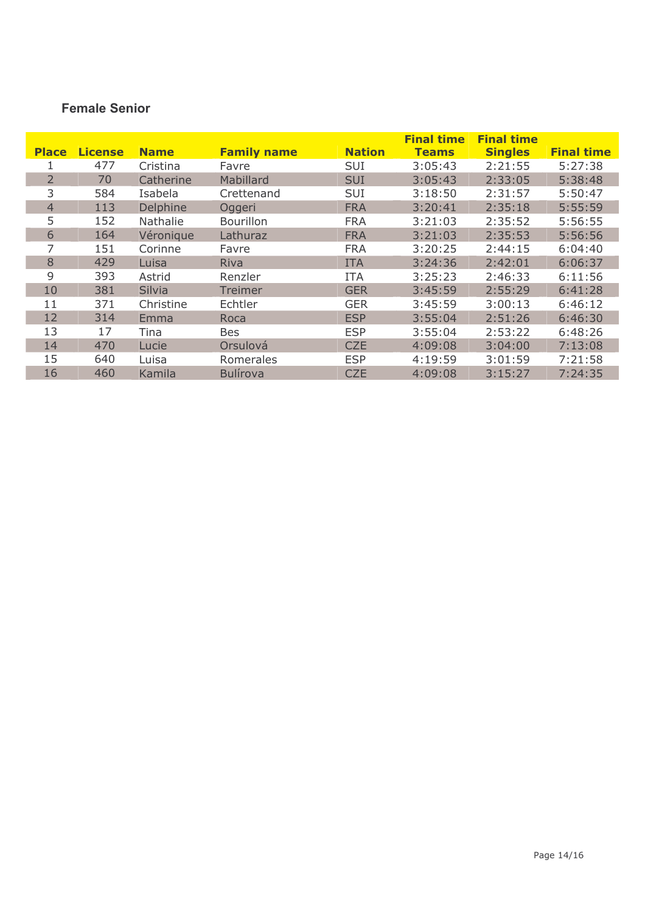### Female Senior

| Place | License | Name | Family name | Nation | Final time Teams | Final time Singles | Final time |
|---|---|---|---|---|---|---|---|
| 1 | 477 | Cristina | Favre | SUI | 3:05:43 | 2:21:55 | 5:27:38 |
| 2 | 70 | Catherine | Mabillard | SUI | 3:05:43 | 2:33:05 | 5:38:48 |
| 3 | 584 | Isabela | Crettenand | SUI | 3:18:50 | 2:31:57 | 5:50:47 |
| 4 | 113 | Delphine | Oggeri | FRA | 3:20:41 | 2:35:18 | 5:55:59 |
| 5 | 152 | Nathalie | Bourillon | FRA | 3:21:03 | 2:35:52 | 5:56:55 |
| 6 | 164 | Véronique | Lathuraz | FRA | 3:21:03 | 2:35:53 | 5:56:56 |
| 7 | 151 | Corinne | Favre | FRA | 3:20:25 | 2:44:15 | 6:04:40 |
| 8 | 429 | Luisa | Riva | ITA | 3:24:36 | 2:42:01 | 6:06:37 |
| 9 | 393 | Astrid | Renzler | ITA | 3:25:23 | 2:46:33 | 6:11:56 |
| 10 | 381 | Silvia | Treimer | GER | 3:45:59 | 2:55:29 | 6:41:28 |
| 11 | 371 | Christine | Echtler | GER | 3:45:59 | 3:00:13 | 6:46:12 |
| 12 | 314 | Emma | Roca | ESP | 3:55:04 | 2:51:26 | 6:46:30 |
| 13 | 17 | Tina | Bes | ESP | 3:55:04 | 2:53:22 | 6:48:26 |
| 14 | 470 | Lucie | Orsulová | CZE | 4:09:08 | 3:04:00 | 7:13:08 |
| 15 | 640 | Luisa | Romerales | ESP | 4:19:59 | 3:01:59 | 7:21:58 |
| 16 | 460 | Kamila | Bulírova | CZE | 4:09:08 | 3:15:27 | 7:24:35 |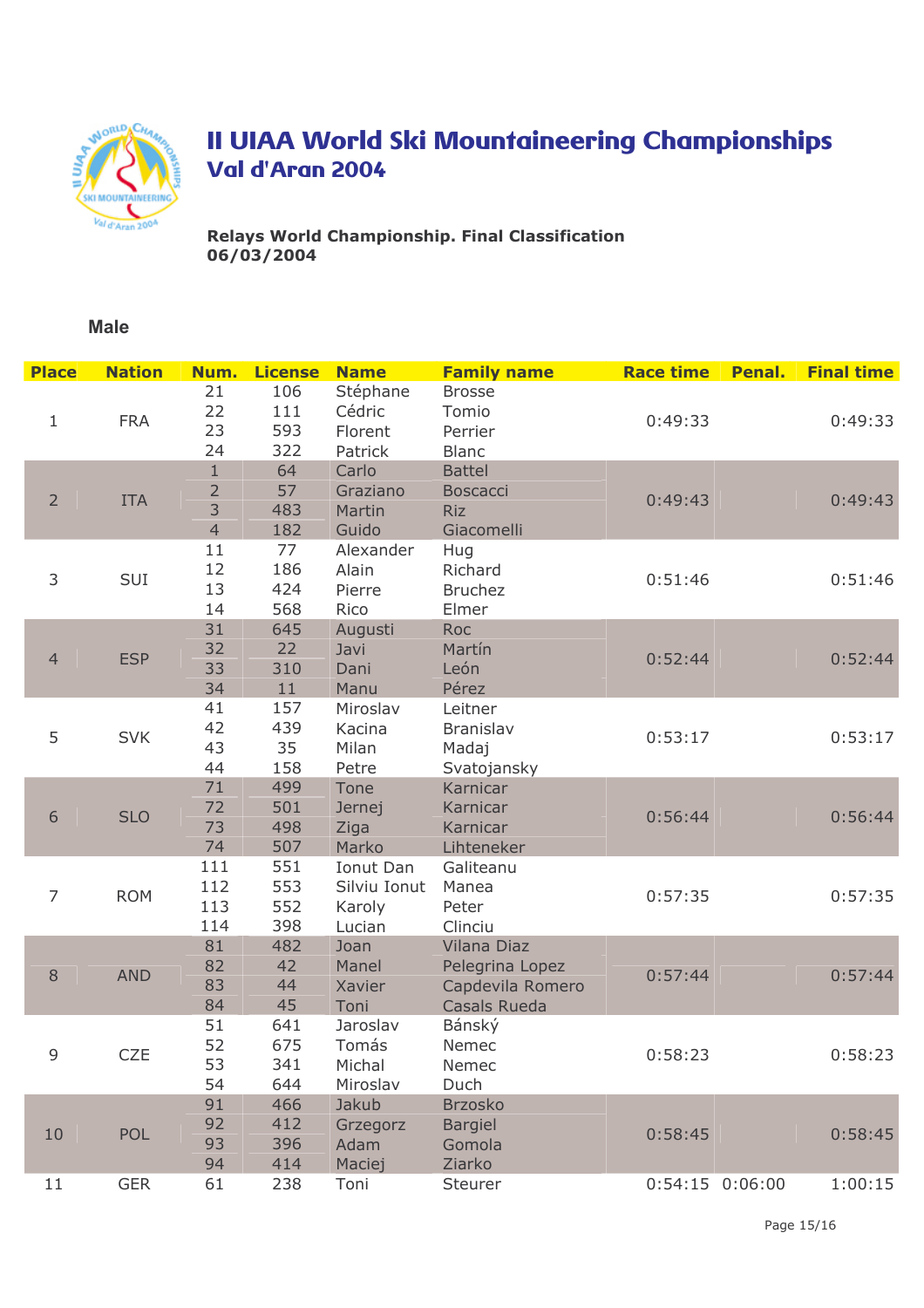# II UIAA World Ski Mountaineering Championships
## Val d'Aran 2004

**Relays World Championship. Final Classification**
**06/03/2004**

### Male

| Place | Nation | Num. | License | Name | Family name | Race time | Penal. | Final time |
|---|---|---|---|---|---|---|---|---|
| 1 | FRA | 21 | 106 | Stéphane | Brosse | 0:49:33 | | 0:49:33 |
| | | 22 | 111 | Cédric | Tomio | | | |
| | | 23 | 593 | Florent | Perrier | | | |
| | | 24 | 322 | Patrick | Blanc | | | |
| 2 | ITA | 1 | 64 | Carlo | Battel | 0:49:43 | | 0:49:43 |
| | | 2 | 57 | Graziano | Boscacci | | | |
| | | 3 | 483 | Martin | Riz | | | |
| | | 4 | 182 | Guido | Giacomelli | | | |
| 3 | SUI | 11 | 77 | Alexander | Hug | 0:51:46 | | 0:51:46 |
| | | 12 | 186 | Alain | Richard | | | |
| | | 13 | 424 | Pierre | Bruchez | | | |
| | | 14 | 568 | Rico | Elmer | | | |
| 4 | ESP | 31 | 645 | Augusti | Roc | 0:52:44 | | 0:52:44 |
| | | 32 | 22 | Javi | Martín | | | |
| | | 33 | 310 | Dani | León | | | |
| | | 34 | 11 | Manu | Pérez | | | |
| 5 | SVK | 41 | 157 | Miroslav | Leitner | 0:53:17 | | 0:53:17 |
| | | 42 | 439 | Kacina | Branislav | | | |
| | | 43 | 35 | Milan | Madaj | | | |
| | | 44 | 158 | Petre | Svatojansky | | | |
| 6 | SLO | 71 | 499 | Tone | Karnicar | 0:56:44 | | 0:56:44 |
| | | 72 | 501 | Jernej | Karnicar | | | |
| | | 73 | 498 | Ziga | Karnicar | | | |
| | | 74 | 507 | Marko | Lihteneker | | | |
| 7 | ROM | 111 | 551 | Ionut Dan | Galiteanu | 0:57:35 | | 0:57:35 |
| | | 112 | 553 | Silviu Ionut | Manea | | | |
| | | 113 | 552 | Karoly | Peter | | | |
| | | 114 | 398 | Lucian | Clinciu | | | |
| 8 | AND | 81 | 482 | Joan | Vilana Diaz | 0:57:44 | | 0:57:44 |
| | | 82 | 42 | Manel | Pelegrina Lopez | | | |
| | | 83 | 44 | Xavier | Capdevila Romero | | | |
| | | 84 | 45 | Toni | Casals Rueda | | | |
| 9 | CZE | 51 | 641 | Jaroslav | Bánský | 0:58:23 | | 0:58:23 |
| | | 52 | 675 | Tomás | Nemec | | | |
| | | 53 | 341 | Michal | Nemec | | | |
| | | 54 | 644 | Miroslav | Duch | | | |
| 10 | POL | 91 | 466 | Jakub | Brzosko | 0:58:45 | | 0:58:45 |
| | | 92 | 412 | Grzegorz | Bargiel | | | |
| | | 93 | 396 | Adam | Gomola | | | |
| | | 94 | 414 | Maciej | Ziarko | | | |
| 11 | GER | 61 | 238 | Toni | Steurer | 0:54:15 | 0:06:00 | 1:00:15 |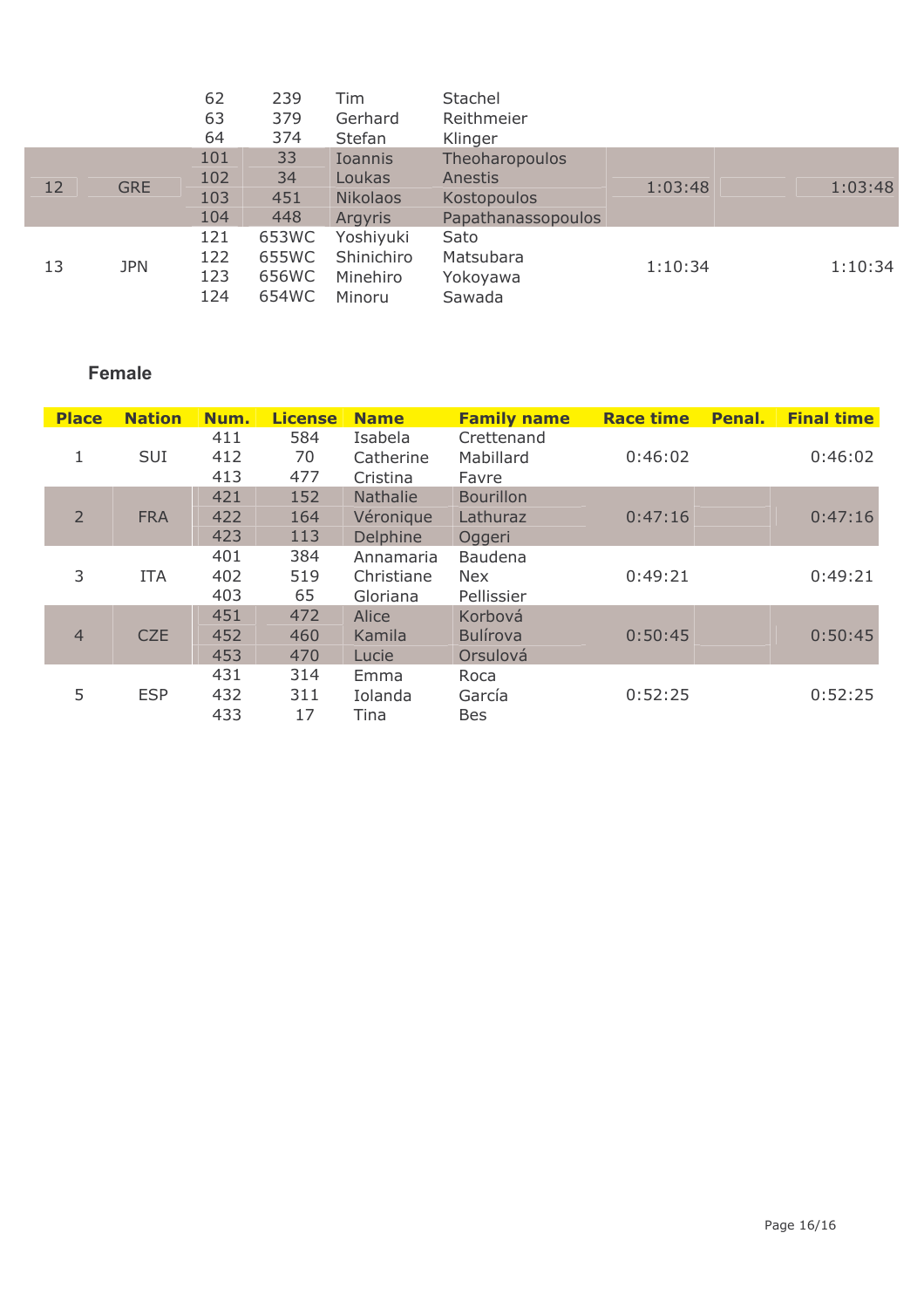| | | | | | | | | |
|---|---|---|---|---|---|---|---|---|
| | | 62 | 239 | Tim | Stachel | | | |
| | | 63 | 379 | Gerhard | Reithmeier | | | |
| | | 64 | 374 | Stefan | Klinger | | | |
| 12 | GRE | 101 | 33 | Ioannis | Theoharopoulos | 1:03:48 | | 1:03:48 |
| | | 102 | 34 | Loukas | Anestis | | | |
| | | 103 | 451 | Nikolaos | Kostopoulos | | | |
| | | 104 | 448 | Argyris | Papathanassopoulos | | | |
| 13 | JPN | 121 | 653WC | Yoshiyuki | Sato | 1:10:34 | | 1:10:34 |
| | | 122 | 655WC | Shinichiro | Matsubara | | | |
| | | 123 | 656WC | Minehiro | Yokoyawa | | | |
| | | 124 | 654WC | Minoru | Sawada | | | |

### Female

| Place | Nation | Num. | License | Name | Family name | Race time | Penal. | Final time |
|---|---|---|---|---|---|---|---|---|
| 1 | SUI | 411 | 584 | Isabela | Crettenand | 0:46:02 | | 0:46:02 |
| | | 412 | 70 | Catherine | Mabillard | | | |
| | | 413 | 477 | Cristina | Favre | | | |
| 2 | FRA | 421 | 152 | Nathalie | Bourillon | 0:47:16 | | 0:47:16 |
| | | 422 | 164 | Véronique | Lathuraz | | | |
| | | 423 | 113 | Delphine | Oggeri | | | |
| 3 | ITA | 401 | 384 | Annamaria | Baudena | 0:49:21 | | 0:49:21 |
| | | 402 | 519 | Christiane | Nex | | | |
| | | 403 | 65 | Gloriana | Pellissier | | | |
| 4 | CZE | 451 | 472 | Alice | Korbová | 0:50:45 | | 0:50:45 |
| | | 452 | 460 | Kamila | Bulírova | | | |
| | | 453 | 470 | Lucie | Orsulová | | | |
| 5 | ESP | 431 | 314 | Emma | Roca | 0:52:25 | | 0:52:25 |
| | | 432 | 311 | Iolanda | García | | | |
| | | 433 | 17 | Tina | Bes | | | |